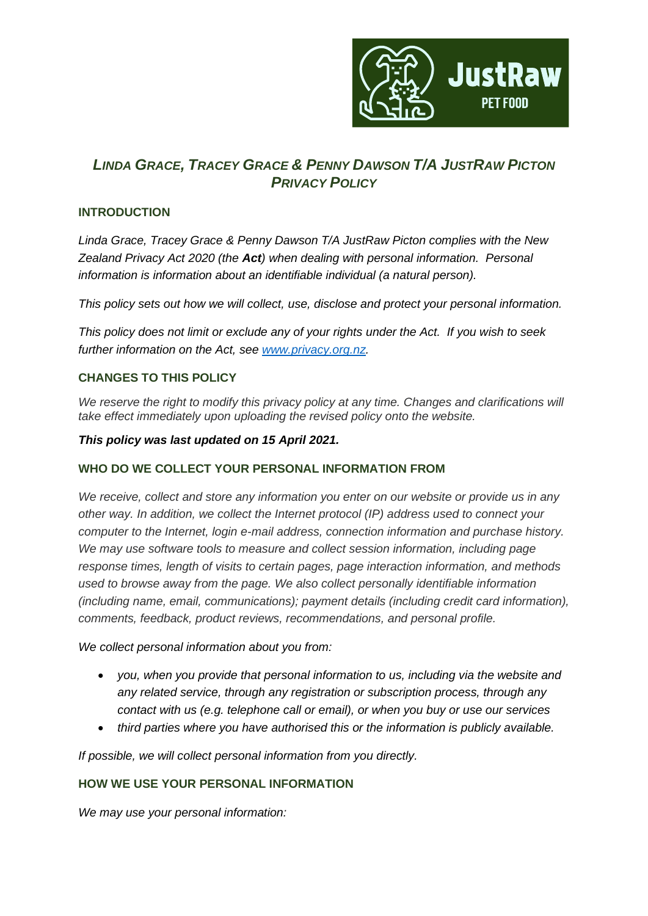# *LINDA GRACE, TRACEY GRACE & PENNY DAWSON T/A JUSTRAW PICTON PRIVACY POLICY*

## INTRODUCTION

*Linda Grace, Tracey Grace & Penny Dawson T/A JustRaw Picton complies with the New Zealand Privacy Act 2020 (the* ***Act****) when dealing with personal information. Personal information is information about an identifiable individual (a natural person).*

*This policy sets out how we will collect, use, disclose and protect your personal information.*

*This policy does not limit or exclude any of your rights under the Act. If you wish to seek further information on the Act, see [www.privacy.org.nz](http://www.privacy.org.nz).*

## CHANGES TO THIS POLICY

*We reserve the right to modify this privacy policy at any time. Changes and clarifications will take effect immediately upon uploading the revised policy onto the website.*

***This policy was last updated on 15 April 2021.***

## WHO DO WE COLLECT YOUR PERSONAL INFORMATION FROM

*We receive, collect and store any information you enter on our website or provide us in any other way. In addition, we collect the Internet protocol (IP) address used to connect your computer to the Internet, login e-mail address, connection information and purchase history. We may use software tools to measure and collect session information, including page response times, length of visits to certain pages, page interaction information, and methods used to browse away from the page. We also collect personally identifiable information (including name, email, communications); payment details (including credit card information), comments, feedback, product reviews, recommendations, and personal profile.*

*We collect personal information about you from:*

- *you, when you provide that personal information to us, including via the website and any related service, through any registration or subscription process, through any contact with us (e.g. telephone call or email), or when you buy or use our services*
- *third parties where you have authorised this or the information is publicly available.*

*If possible, we will collect personal information from you directly.*

## HOW WE USE YOUR PERSONAL INFORMATION

*We may use your personal information:*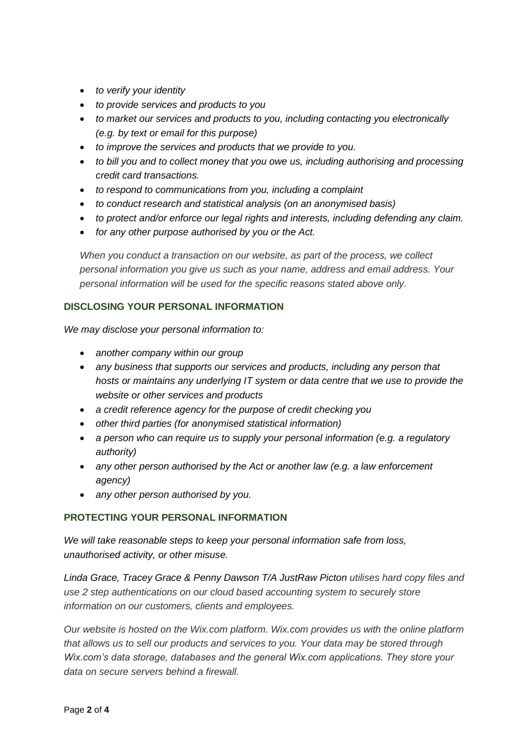- *to verify your identity*
- *to provide services and products to you*
- *to market our services and products to you, including contacting you electronically (e.g. by text or email for this purpose)*
- *to improve the services and products that we provide to you.*
- *to bill you and to collect money that you owe us, including authorising and processing credit card transactions.*
- *to respond to communications from you, including a complaint*
- *to conduct research and statistical analysis (on an anonymised basis)*
- *to protect and/or enforce our legal rights and interests, including defending any claim.*
- *for any other purpose authorised by you or the Act.*

*When you conduct a transaction on our website, as part of the process, we collect personal information you give us such as your name, address and email address. Your personal information will be used for the specific reasons stated above only.*

## DISCLOSING YOUR PERSONAL INFORMATION

*We may disclose your personal information to:*

- *another company within our group*
- *any business that supports our services and products, including any person that hosts or maintains any underlying IT system or data centre that we use to provide the website or other services and products*
- *a credit reference agency for the purpose of credit checking you*
- *other third parties (for anonymised statistical information)*
- *a person who can require us to supply your personal information (e.g. a regulatory authority)*
- *any other person authorised by the Act or another law (e.g. a law enforcement agency)*
- *any other person authorised by you.*

## PROTECTING YOUR PERSONAL INFORMATION

*We will take reasonable steps to keep your personal information safe from loss, unauthorised activity, or other misuse.*

*Linda Grace, Tracey Grace & Penny Dawson T/A JustRaw Picton utilises hard copy files and use 2 step authentications on our cloud based accounting system to securely store information on our customers, clients and employees.*

*Our website is hosted on the Wix.com platform. Wix.com provides us with the online platform that allows us to sell our products and services to you. Your data may be stored through Wix.com's data storage, databases and the general Wix.com applications. They store your data on secure servers behind a firewall.*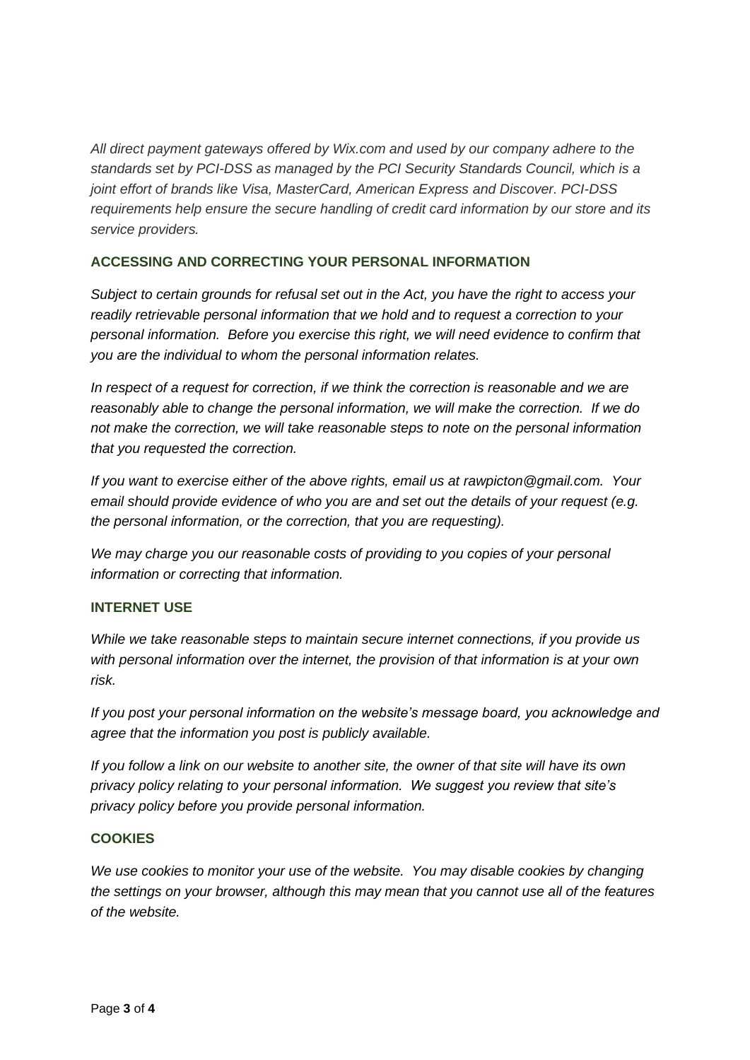*All direct payment gateways offered by Wix.com and used by our company adhere to the standards set by PCI-DSS as managed by the PCI Security Standards Council, which is a joint effort of brands like Visa, MasterCard, American Express and Discover. PCI-DSS requirements help ensure the secure handling of credit card information by our store and its service providers.*

## ACCESSING AND CORRECTING YOUR PERSONAL INFORMATION

*Subject to certain grounds for refusal set out in the Act, you have the right to access your readily retrievable personal information that we hold and to request a correction to your personal information. Before you exercise this right, we will need evidence to confirm that you are the individual to whom the personal information relates.*

*In respect of a request for correction, if we think the correction is reasonable and we are reasonably able to change the personal information, we will make the correction. If we do not make the correction, we will take reasonable steps to note on the personal information that you requested the correction.*

*If you want to exercise either of the above rights, email us at rawpicton@gmail.com. Your email should provide evidence of who you are and set out the details of your request (e.g. the personal information, or the correction, that you are requesting).*

*We may charge you our reasonable costs of providing to you copies of your personal information or correcting that information.*

## INTERNET USE

*While we take reasonable steps to maintain secure internet connections, if you provide us with personal information over the internet, the provision of that information is at your own risk.*

*If you post your personal information on the website's message board, you acknowledge and agree that the information you post is publicly available.*

*If you follow a link on our website to another site, the owner of that site will have its own privacy policy relating to your personal information. We suggest you review that site's privacy policy before you provide personal information.*

## COOKIES

*We use cookies to monitor your use of the website. You may disable cookies by changing the settings on your browser, although this may mean that you cannot use all of the features of the website.*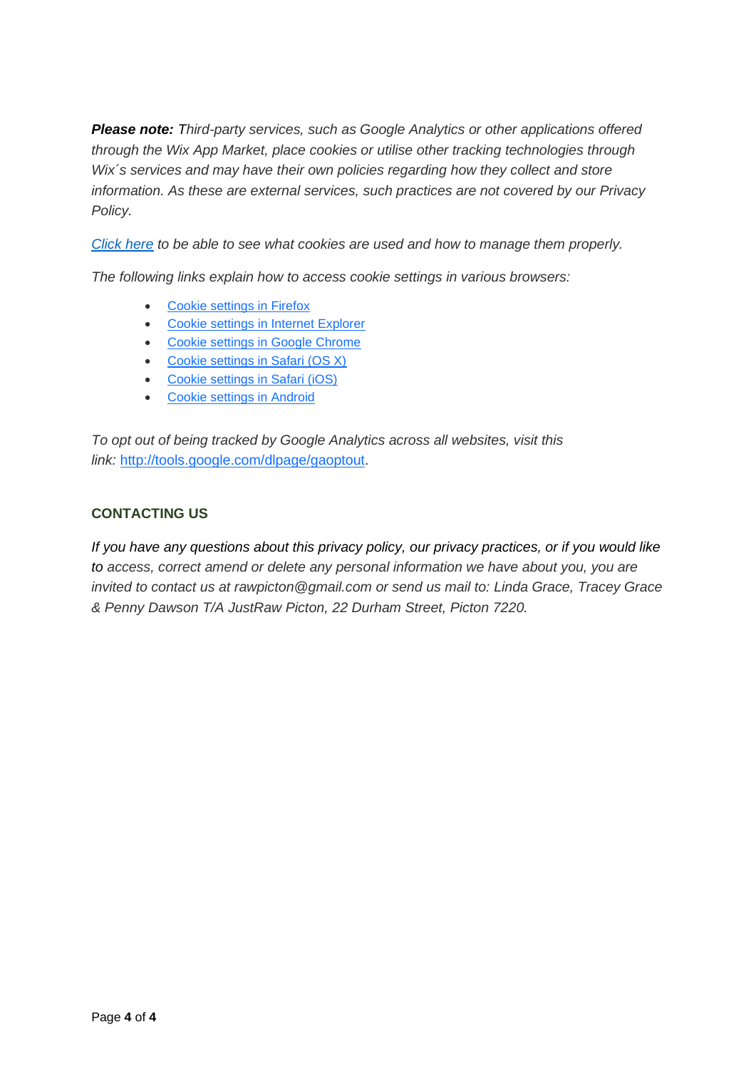***Please note:*** *Third-party services, such as Google Analytics or other applications offered through the Wix App Market, place cookies or utilise other tracking technologies through Wix´s services and may have their own policies regarding how they collect and store information. As these are external services, such practices are not covered by our Privacy Policy.*

*Click here to be able to see what cookies are used and how to manage them properly.*

*The following links explain how to access cookie settings in various browsers:*

- Cookie settings in Firefox
- Cookie settings in Internet Explorer
- Cookie settings in Google Chrome
- Cookie settings in Safari (OS X)
- Cookie settings in Safari (iOS)
- Cookie settings in Android

*To opt out of being tracked by Google Analytics across all websites, visit this link:* http://tools.google.com/dlpage/gaoptout.

## CONTACTING US

*If you have any questions about this privacy policy, our privacy practices, or if you would like to access, correct amend or delete any personal information we have about you, you are invited to contact us at rawpicton@gmail.com or send us mail to: Linda Grace, Tracey Grace & Penny Dawson T/A JustRaw Picton, 22 Durham Street, Picton 7220.*